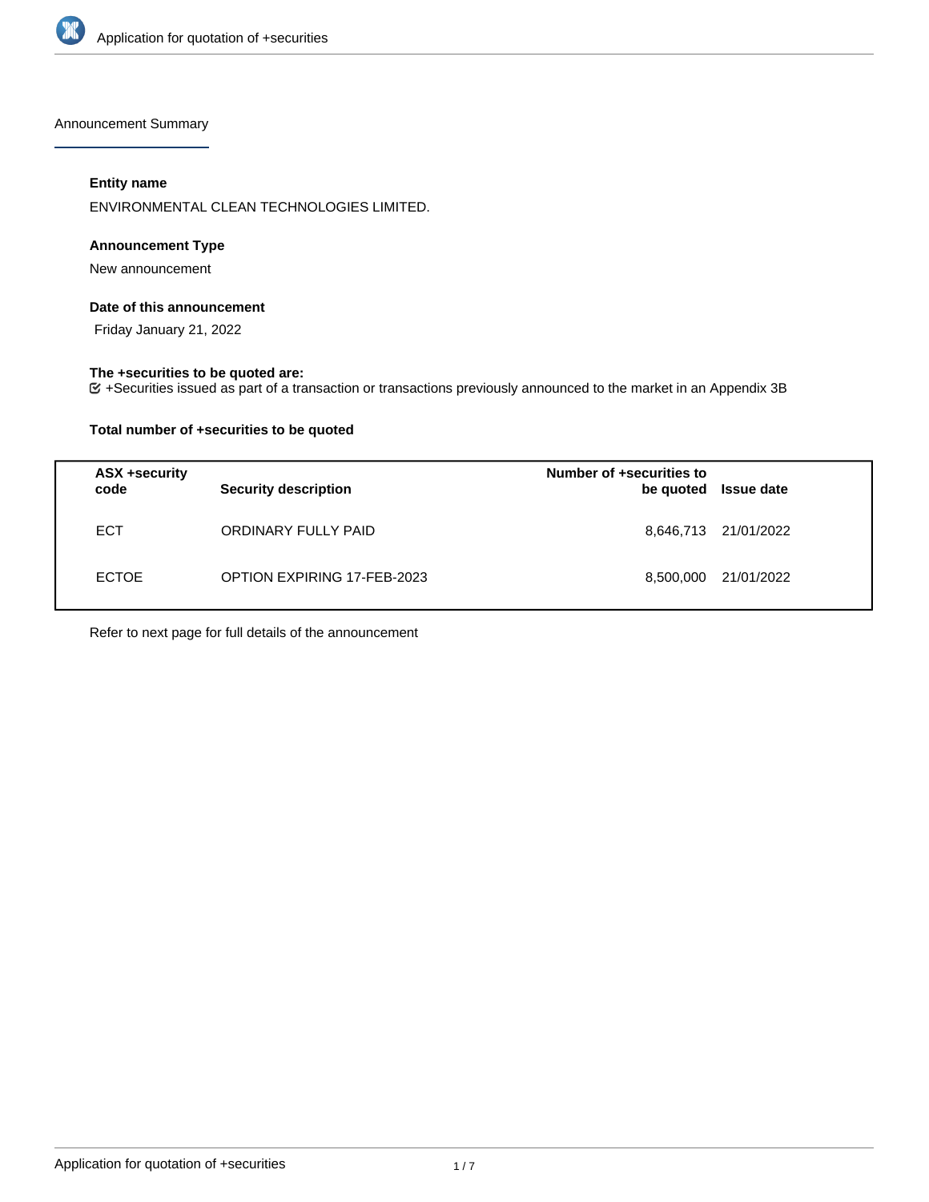Announcement Summary

#### Entity name

ENVIRONMENTAL CLEAN TECHNOLOGIES LIMITED.

#### Announcement Type

New announcement

#### Date of this announcement

Friday January 21, 2022

#### The +securities to be quoted are:

+Securities issued as part of a transaction or transactions previously announced to the market in an Appendix 3B

#### Total number of +securities to be quoted

| ASX +security code | Security description | Number of +securities to be quoted | Issue date |
|---|---|---|---|
| ECT | ORDINARY FULLY PAID | 8,646,713 | 21/01/2022 |
| ECTOE | OPTION EXPIRING 17-FEB-2023 | 8,500,000 | 21/01/2022 |

Refer to next page for full details of the announcement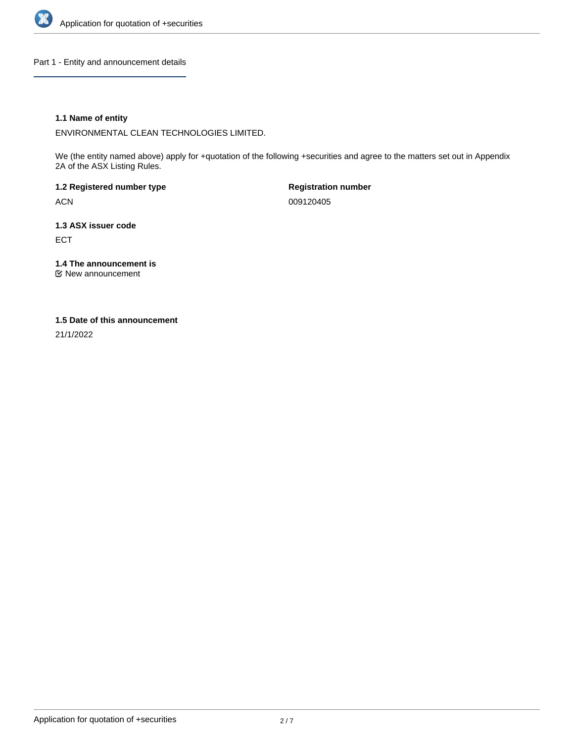## Part 1 - Entity and announcement details

### 1.1 Name of entity

ENVIRONMENTAL CLEAN TECHNOLOGIES LIMITED.

We (the entity named above) apply for +quotation of the following +securities and agree to the matters set out in Appendix 2A of the ASX Listing Rules.

| **1.2 Registered number type** | **Registration number** |
| --- | --- |
| ACN | 009120405 |

### 1.3 ASX issuer code

ECT

### 1.4 The announcement is

☑ New announcement

### 1.5 Date of this announcement

21/1/2022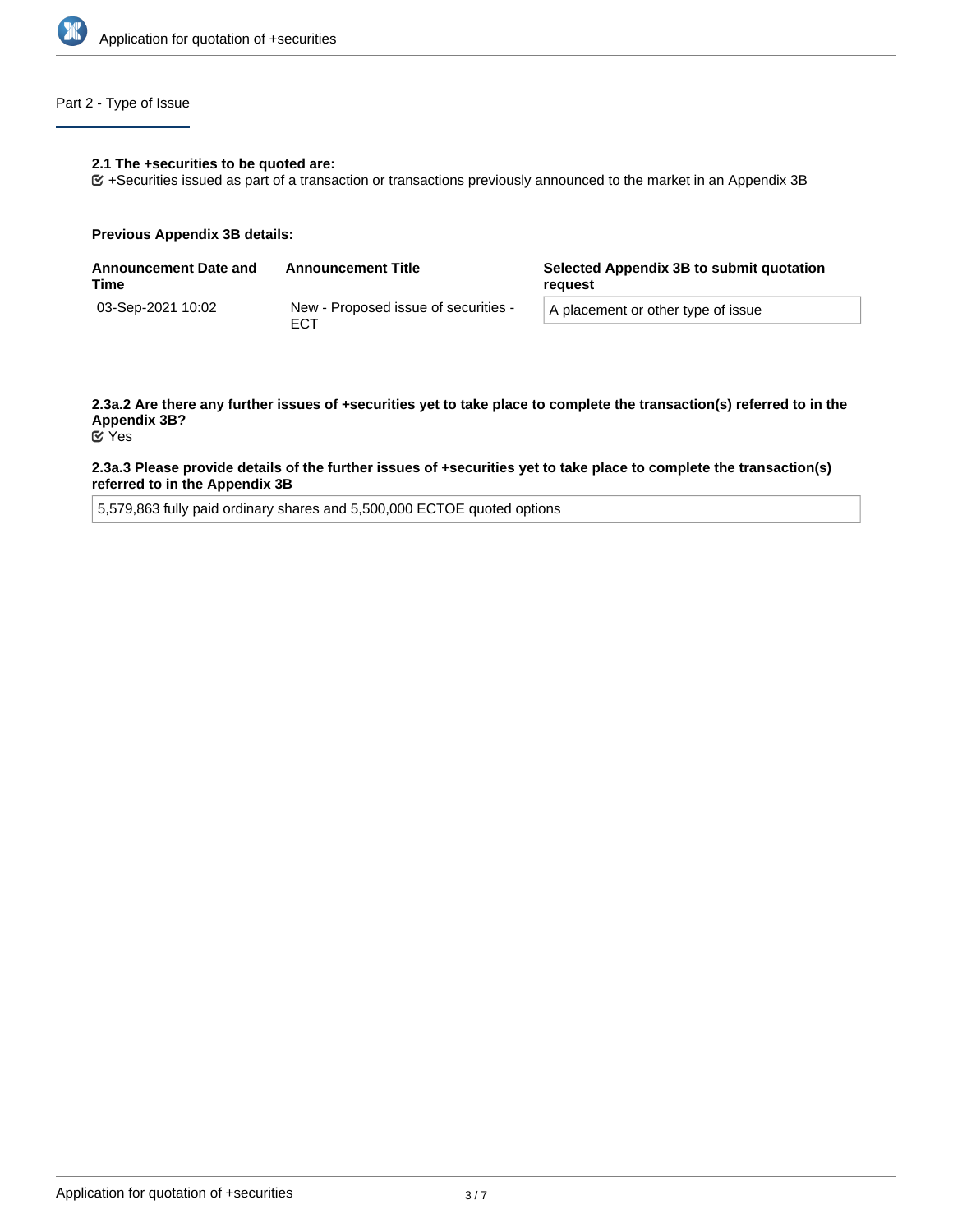Part 2 - Type of Issue

**2.1 The +securities to be quoted are:**

☑ +Securities issued as part of a transaction or transactions previously announced to the market in an Appendix 3B

**Previous Appendix 3B details:**

| Announcement Date and Time | Announcement Title | Selected Appendix 3B to submit quotation request |
| --- | --- | --- |
| 03-Sep-2021 10:02 | New - Proposed issue of securities - ECT | A placement or other type of issue |

**2.3a.2 Are there any further issues of +securities yet to take place to complete the transaction(s) referred to in the Appendix 3B?**

☑ Yes

**2.3a.3 Please provide details of the further issues of +securities yet to take place to complete the transaction(s) referred to in the Appendix 3B**

5,579,863 fully paid ordinary shares and 5,500,000 ECTOE quoted options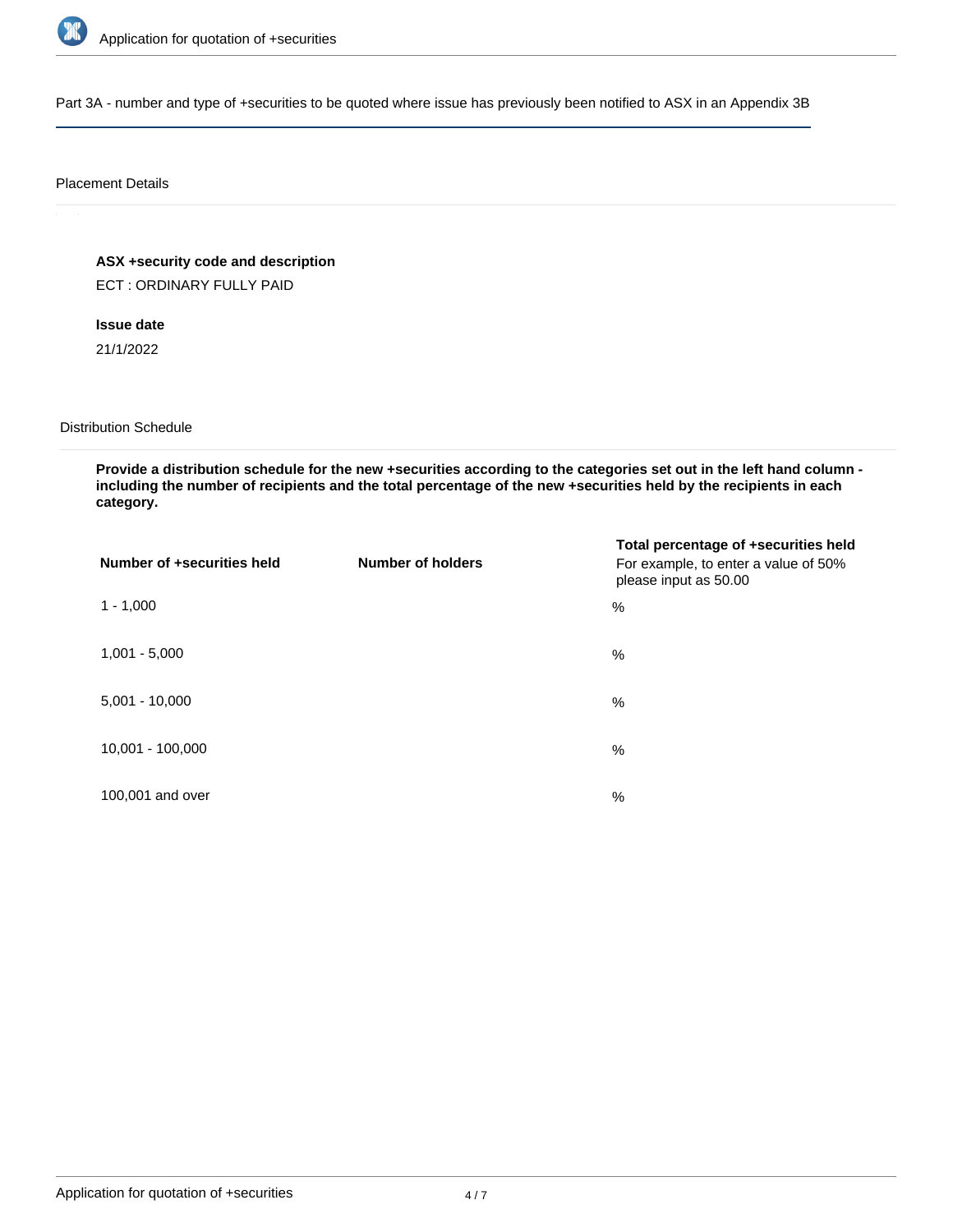Part 3A - number and type of +securities to be quoted where issue has previously been notified to ASX in an Appendix 3B

Placement Details

**ASX +security code and description**

ECT : ORDINARY FULLY PAID

**Issue date**

21/1/2022

Distribution Schedule

**Provide a distribution schedule for the new +securities according to the categories set out in the left hand column - including the number of recipients and the total percentage of the new +securities held by the recipients in each category.**

| **Number of +securities held** | **Number of holders** | **Total percentage of +securities held** For example, to enter a value of 50% please input as 50.00 |
|---|---|---|
| 1 - 1,000 | | % |
| 1,001 - 5,000 | | % |
| 5,001 - 10,000 | | % |
| 10,001 - 100,000 | | % |
| 100,001 and over | | % |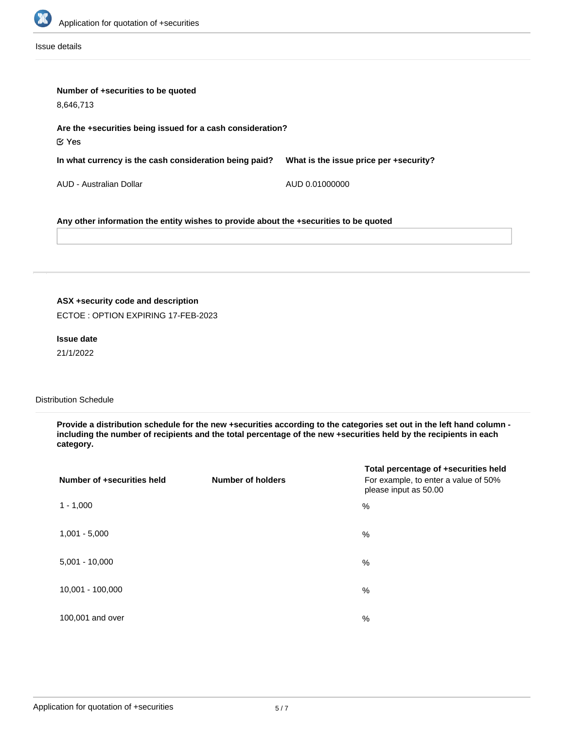Issue details

**Number of +securities to be quoted**

8,646,713

**Are the +securities being issued for a cash consideration?**

☑ Yes

| In what currency is the cash consideration being paid? | What is the issue price per +security? |
|---|---|
| AUD - Australian Dollar | AUD 0.01000000 |

**Any other information the entity wishes to provide about the +securities to be quoted**

---

**ASX +security code and description**

ECTOE : OPTION EXPIRING 17-FEB-2023

**Issue date**

21/1/2022

Distribution Schedule

**Provide a distribution schedule for the new +securities according to the categories set out in the left hand column - including the number of recipients and the total percentage of the new +securities held by the recipients in each category.**

| Number of +securities held | Number of holders | Total percentage of +securities held For example, to enter a value of 50% please input as 50.00 |
|---|---|---|
| 1 - 1,000 | | % |
| 1,001 - 5,000 | | % |
| 5,001 - 10,000 | | % |
| 10,001 - 100,000 | | % |
| 100,001 and over | | % |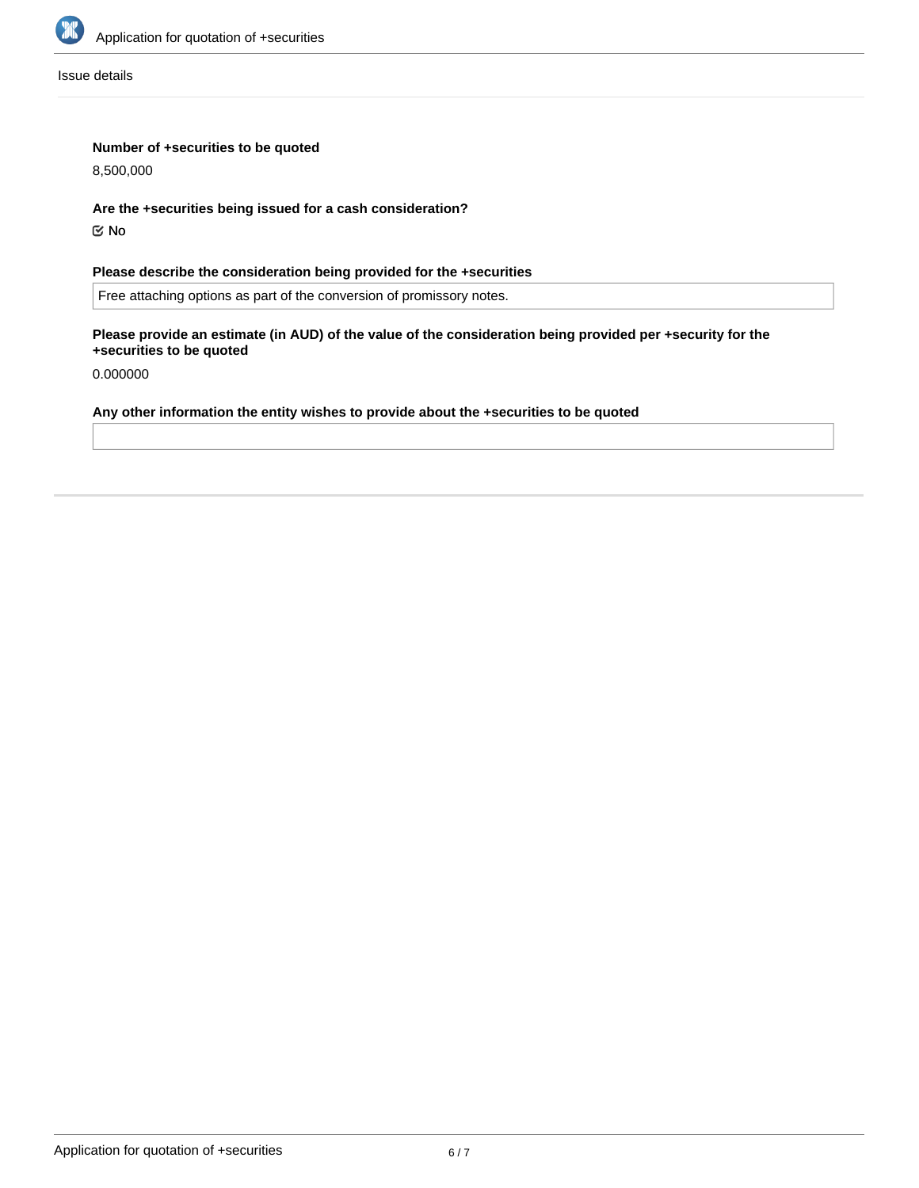Issue details

**Number of +securities to be quoted**

8,500,000

**Are the +securities being issued for a cash consideration?**

☑ No

**Please describe the consideration being provided for the +securities**

Free attaching options as part of the conversion of promissory notes.

**Please provide an estimate (in AUD) of the value of the consideration being provided per +security for the +securities to be quoted**

0.000000

**Any other information the entity wishes to provide about the +securities to be quoted**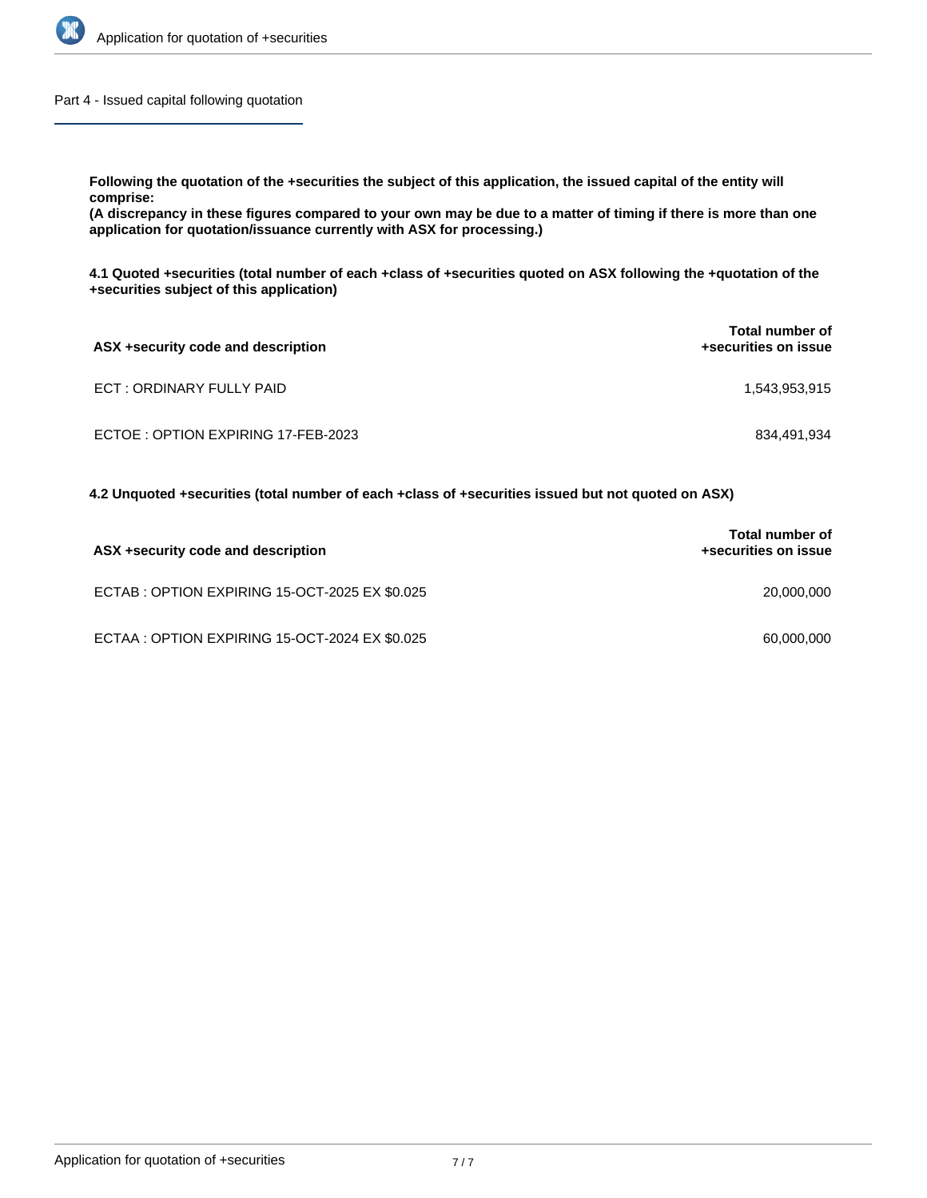## Part 4 - Issued capital following quotation

**Following the quotation of the +securities the subject of this application, the issued capital of the entity will comprise:**
**(A discrepancy in these figures compared to your own may be due to a matter of timing if there is more than one application for quotation/issuance currently with ASX for processing.)**

**4.1 Quoted +securities (total number of each +class of +securities quoted on ASX following the +quotation of the +securities subject of this application)**

| ASX +security code and description | Total number of +securities on issue |
|---|---|
| ECT : ORDINARY FULLY PAID | 1,543,953,915 |
| ECTOE : OPTION EXPIRING 17-FEB-2023 | 834,491,934 |

**4.2 Unquoted +securities (total number of each +class of +securities issued but not quoted on ASX)**

| ASX +security code and description | Total number of +securities on issue |
|---|---|
| ECTAB : OPTION EXPIRING 15-OCT-2025 EX $0.025 | 20,000,000 |
| ECTAA : OPTION EXPIRING 15-OCT-2024 EX $0.025 | 60,000,000 |